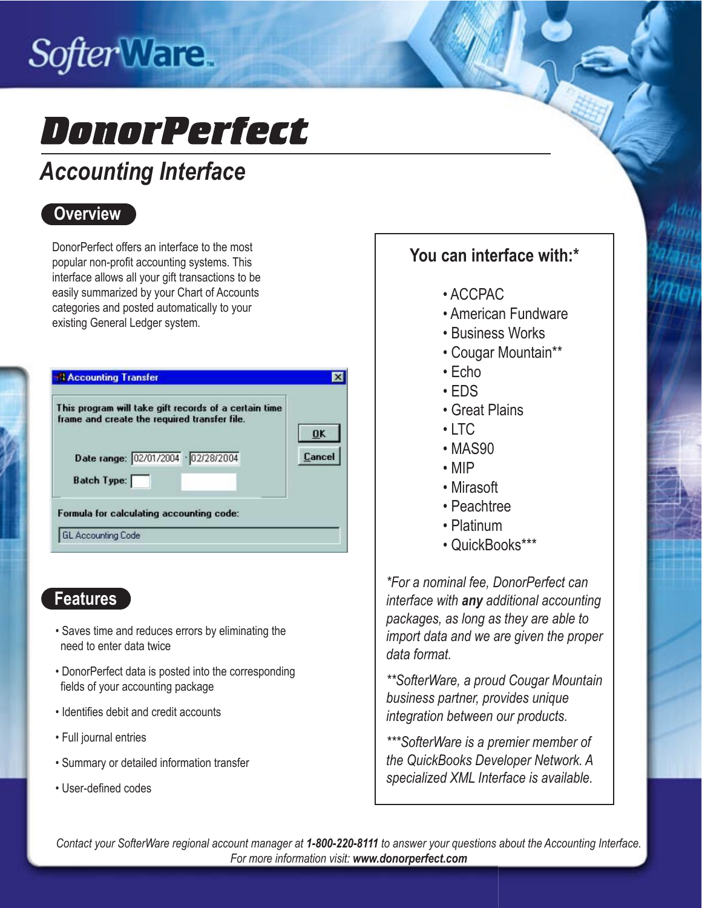SofterWare

# DonorPerfect

## Accounting Interface

### Overview

DonorPerfect offers an interface to the most popular non-profit accounting systems. This interface allows all your gift transactions to be easily summarized by your Chart of Accounts categories and posted automatically to your existing General Ledger system.

Accounting Transfer

This program will take gift records of a certain time frame and create the required transfer file.

Date range: 02/01/2004 - 02/28/2004

Batch Type:

OK

Cancel

Formula for calculating accounting code:

GL Accounting Code

### Features

- Saves time and reduces errors by eliminating the need to enter data twice
- DonorPerfect data is posted into the corresponding fields of your accounting package
- Identifies debit and credit accounts
- Full journal entries
- Summary or detailed information transfer
- User-defined codes

### You can interface with:*

- ACCPAC
- American Fundware
- Business Works
- Cougar Mountain**
- Echo
- EDS
- Great Plains
- LTC
- MAS90
- MIP
- Mirasoft
- Peachtree
- Platinum
- QuickBooks***

*\*For a nominal fee, DonorPerfect can interface with **any** additional accounting packages, as long as they are able to import data and we are given the proper data format.*

*\*\*SofterWare, a proud Cougar Mountain business partner, provides unique integration between our products.*

*\*\*\*SofterWare is a premier member of the QuickBooks Developer Network. A specialized XML Interface is available.*

*Contact your SofterWare regional account manager at **1-800-220-8111** to answer your questions about the Accounting Interface. For more information visit: **www.donorperfect.com***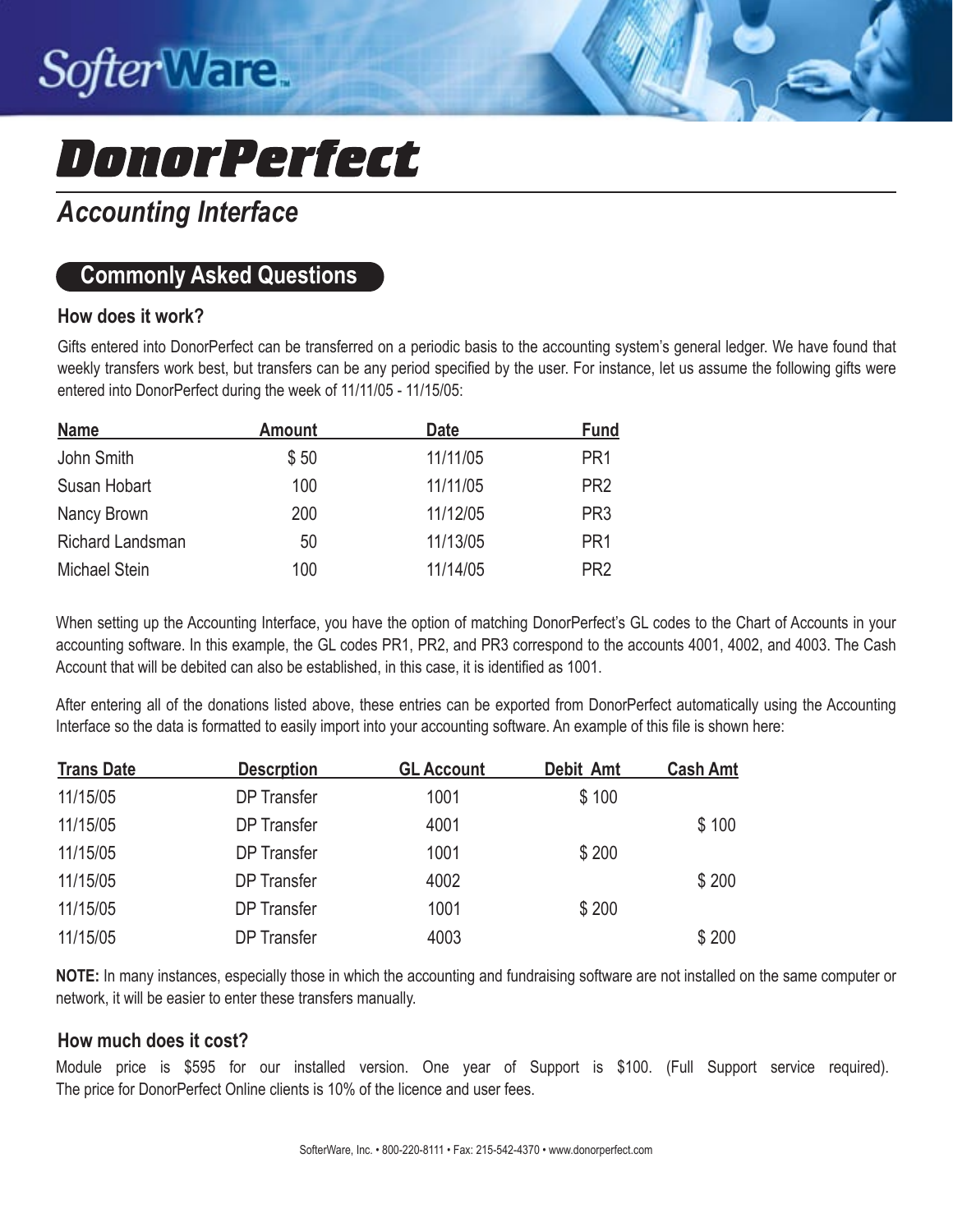SofterWare.

# DonorPerfect

## Accounting Interface

### Commonly Asked Questions

#### How does it work?

Gifts entered into DonorPerfect can be transferred on a periodic basis to the accounting system's general ledger. We have found that weekly transfers work best, but transfers can be any period specified by the user. For instance, let us assume the following gifts were entered into DonorPerfect during the week of 11/11/05 - 11/15/05:

| Name | Amount | Date | Fund |
|---|---|---|---|
| John Smith | $ 50 | 11/11/05 | PR1 |
| Susan Hobart | 100 | 11/11/05 | PR2 |
| Nancy Brown | 200 | 11/12/05 | PR3 |
| Richard Landsman | 50 | 11/13/05 | PR1 |
| Michael Stein | 100 | 11/14/05 | PR2 |

When setting up the Accounting Interface, you have the option of matching DonorPerfect's GL codes to the Chart of Accounts in your accounting software. In this example, the GL codes PR1, PR2, and PR3 correspond to the accounts 4001, 4002, and 4003. The Cash Account that will be debited can also be established, in this case, it is identified as 1001.

After entering all of the donations listed above, these entries can be exported from DonorPerfect automatically using the Accounting Interface so the data is formatted to easily import into your accounting software. An example of this file is shown here:

| Trans Date | Descrption | GL Account | Debit Amt | Cash Amt |
|---|---|---|---|---|
| 11/15/05 | DP Transfer | 1001 | $ 100 | |
| 11/15/05 | DP Transfer | 4001 | | $ 100 |
| 11/15/05 | DP Transfer | 1001 | $ 200 | |
| 11/15/05 | DP Transfer | 4002 | | $ 200 |
| 11/15/05 | DP Transfer | 1001 | $ 200 | |
| 11/15/05 | DP Transfer | 4003 | | $ 200 |

**NOTE:** In many instances, especially those in which the accounting and fundraising software are not installed on the same computer or network, it will be easier to enter these transfers manually.

#### How much does it cost?

Module price is $595 for our installed version. One year of Support is $100. (Full Support service required). The price for DonorPerfect Online clients is 10% of the licence and user fees.

SofterWare, Inc. • 800-220-8111 • Fax: 215-542-4370 • www.donorperfect.com